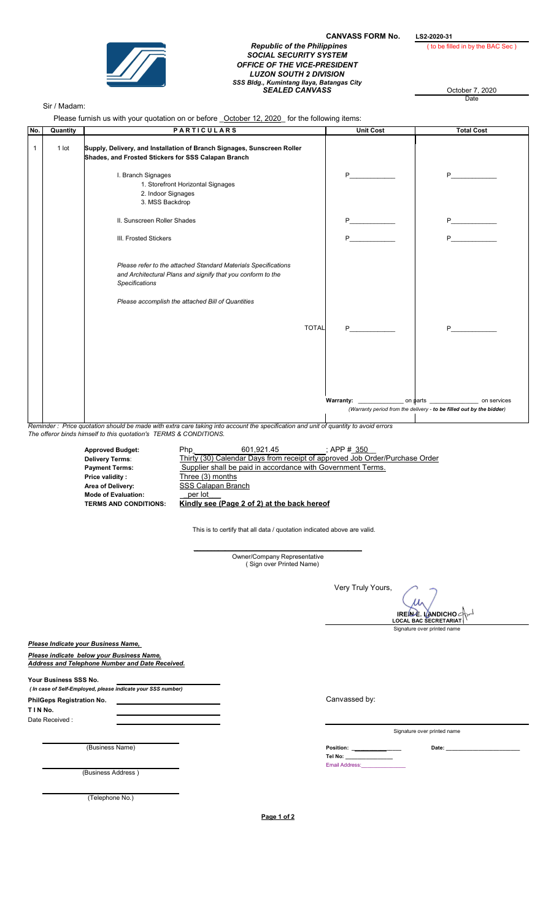**CANVASS FORM No.** LS2-2020-31
( to be filled in by the BAC Sec )

***Republic of the Philippines***
***SOCIAL SECURITY SYSTEM***
***OFFICE OF THE VICE-PRESIDENT***
***LUZON SOUTH 2 DIVISION***
***SSS Bldg., Kumintang Ilaya, Batangas City***
***SEALED CANVASS***

October 7, 2020
Date

Sir / Madam:

Please furnish us with your quotation on or before _October 12, 2020_ for the following items:

| No. | Quantity | PARTICULARS | Unit Cost | Total Cost |
|---|---|---|---|---|
| 1 | 1 lot | **Supply, Delivery, and Installation of Branch Signages, Sunscreen Roller Shades, and Frosted Stickers for SSS Calapan Branch** | | |
| | | I. Branch Signages<br>1. Storefront Horizontal Signages<br>2. Indoor Signages<br>3. MSS Backdrop | P____________ | P____________ |
| | | II. Sunscreen Roller Shades | P____________ | P____________ |
| | | III. Frosted Stickers | P____________ | P____________ |
| | | *Please refer to the attached Standard Materials Specifications and Architectural Plans and signify that you conform to the Specifications* | | |
| | | *Please accomplish the attached Bill of Quantities* | | |
| | | TOTAL | P____________ | P____________ |
| | | | **Warranty:** ____________ on parts | ____________ on services<br>*(Warranty period from the delivery - to be filled out by the bidder)* |

*Reminder : Price quotation should be made with extra care taking into account the specification and unit of quantity to avoid errors*
*The offeror binds himself to this quotation's TERMS & CONDITIONS.*

| | |
|---|---|
| **Approved Budget:** | Php 601,921.45 ; APP # 350 |
| **Delivery Terms**: | Thirty (30) Calendar Days from receipt of approved Job Order/Purchase Order |
| **Payment Terms:** | Supplier shall be paid in accordance with Government Terms. |
| **Price validity :** | Three (3) months |
| **Area of Delivery:** | SSS Calapan Branch |
| **Mode of Evaluation:** | per lot |
| **TERMS AND CONDITIONS:** | **Kindly see (Page 2 of 2) at the back hereof** |

This is to certify that all data / quotation indicated above are valid.

______________________________
Owner/Company Representative
( Sign over Printed Name)

Very Truly Yours,

**IRENE E. LANDICHO**
**LOCAL BAC SECRETARIAT**
Signature over printed name

***Please Indicate your Business Name,***

***Please indicate below your Business Name, Address and Telephone Number and Date Received.***

**Your Business SSS No.** ____________________
*( In case of Self-Employed, please indicate your SSS number)*

**PhilGeps Registration No.** ____________________

**T I N No.** ____________________

Date Received : ____________________

____________________
(Business Name)

____________________
(Business Address )

____________________
(Telephone No.)

Canvassed by:

____________________
Signature over printed name

**Position:** ____________ **Date:** ____________

**Tel No:** ____________

Email Address: ____________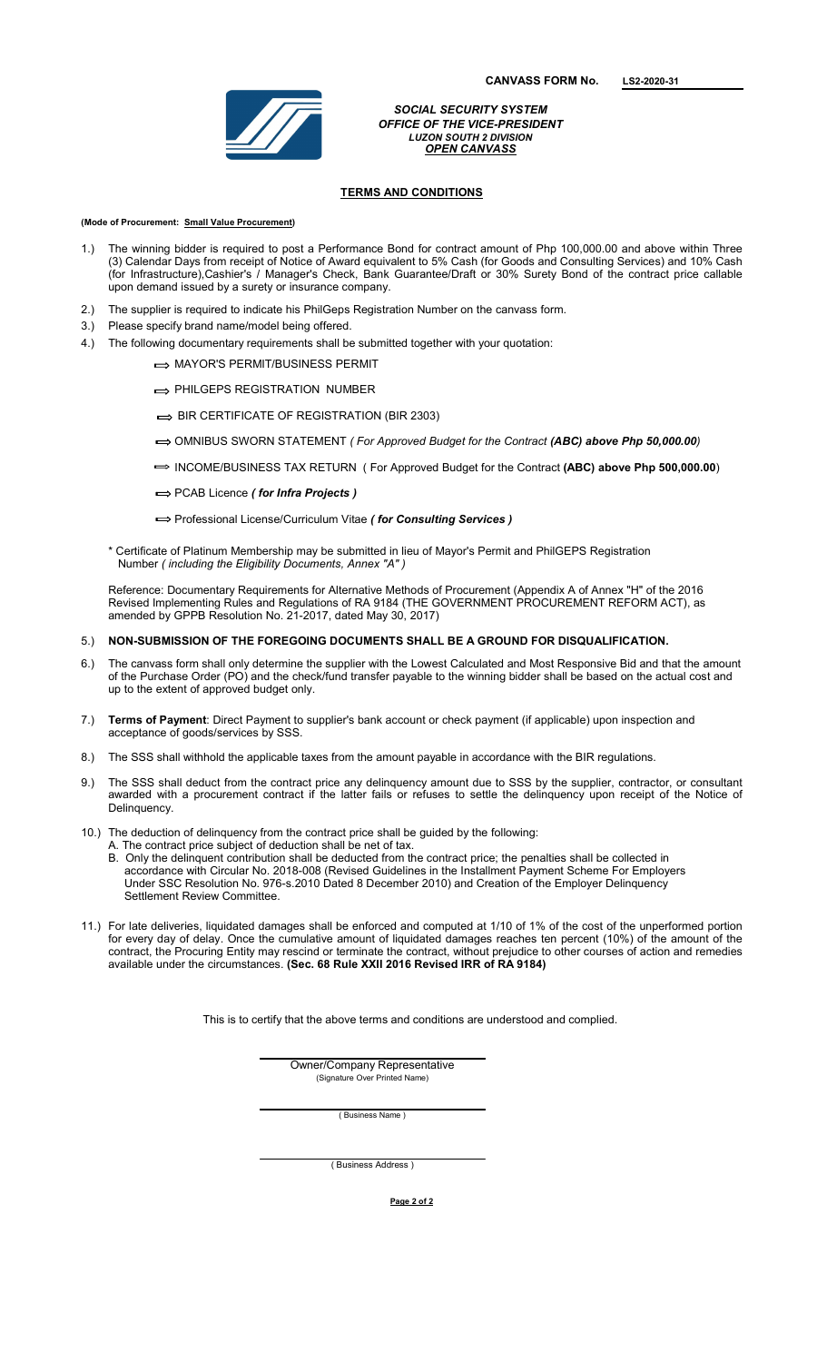**CANVASS FORM No.** LS2-2020-31

*SOCIAL SECURITY SYSTEM*
*OFFICE OF THE VICE-PRESIDENT*
*LUZON SOUTH 2 DIVISION*
***OPEN CANVASS***

## TERMS AND CONDITIONS

**(Mode of Procurement: Small Value Procurement)**

1.) The winning bidder is required to post a Performance Bond for contract amount of Php 100,000.00 and above within Three (3) Calendar Days from receipt of Notice of Award equivalent to 5% Cash (for Goods and Consulting Services) and 10% Cash (for Infrastructure),Cashier's / Manager's Check, Bank Guarantee/Draft or 30% Surety Bond of the contract price callable upon demand issued by a surety or insurance company.

2.) The supplier is required to indicate his PhilGeps Registration Number on the canvass form.

3.) Please specify brand name/model being offered.

4.) The following documentary requirements shall be submitted together with your quotation:

- ⟹ MAYOR'S PERMIT/BUSINESS PERMIT
- ⟹ PHILGEPS REGISTRATION NUMBER
- ⟹ BIR CERTIFICATE OF REGISTRATION (BIR 2303)
- ⟹ OMNIBUS SWORN STATEMENT *( For Approved Budget for the Contract **(ABC) above Php 50,000.00**)*
- ⟹ INCOME/BUSINESS TAX RETURN ( For Approved Budget for the Contract **(ABC) above Php 500,000.00**)
- ⟹ PCAB Licence ***( for Infra Projects )***
- ⟹ Professional License/Curriculum Vitae ***( for Consulting Services )***

\* Certificate of Platinum Membership may be submitted in lieu of Mayor's Permit and PhilGEPS Registration Number *( including the Eligibility Documents, Annex "A" )*

Reference: Documentary Requirements for Alternative Methods of Procurement (Appendix A of Annex "H" of the 2016 Revised Implementing Rules and Regulations of RA 9184 (THE GOVERNMENT PROCUREMENT REFORM ACT), as amended by GPPB Resolution No. 21-2017, dated May 30, 2017)

5.) **NON-SUBMISSION OF THE FOREGOING DOCUMENTS SHALL BE A GROUND FOR DISQUALIFICATION.**

6.) The canvass form shall only determine the supplier with the Lowest Calculated and Most Responsive Bid and that the amount of the Purchase Order (PO) and the check/fund transfer payable to the winning bidder shall be based on the actual cost and up to the extent of approved budget only.

7.) **Terms of Payment**: Direct Payment to supplier's bank account or check payment (if applicable) upon inspection and acceptance of goods/services by SSS.

8.) The SSS shall withhold the applicable taxes from the amount payable in accordance with the BIR regulations.

9.) The SSS shall deduct from the contract price any delinquency amount due to SSS by the supplier, contractor, or consultant awarded with a procurement contract if the latter fails or refuses to settle the delinquency upon receipt of the Notice of Delinquency.

10.) The deduction of delinquency from the contract price shall be guided by the following:

A. The contract price subject of deduction shall be net of tax.

B. Only the delinquent contribution shall be deducted from the contract price; the penalties shall be collected in accordance with Circular No. 2018-008 (Revised Guidelines in the Installment Payment Scheme For Employers Under SSC Resolution No. 976-s.2010 Dated 8 December 2010) and Creation of the Employer Delinquency Settlement Review Committee.

11.) For late deliveries, liquidated damages shall be enforced and computed at 1/10 of 1% of the cost of the unperformed portion for every day of delay. Once the cumulative amount of liquidated damages reaches ten percent (10%) of the amount of the contract, the Procuring Entity may rescind or terminate the contract, without prejudice to other courses of action and remedies available under the circumstances. **(Sec. 68 Rule XXII 2016 Revised IRR of RA 9184)**

This is to certify that the above terms and conditions are understood and complied.

\_\_\_\_\_\_\_\_\_\_\_\_\_\_\_\_\_\_\_\_\_\_\_\_\_\_\_\_\_\_
Owner/Company Representative
(Signature Over Printed Name)

\_\_\_\_\_\_\_\_\_\_\_\_\_\_\_\_\_\_\_\_\_\_\_\_\_\_\_\_\_\_
( Business Name )

\_\_\_\_\_\_\_\_\_\_\_\_\_\_\_\_\_\_\_\_\_\_\_\_\_\_\_\_\_\_
( Business Address )